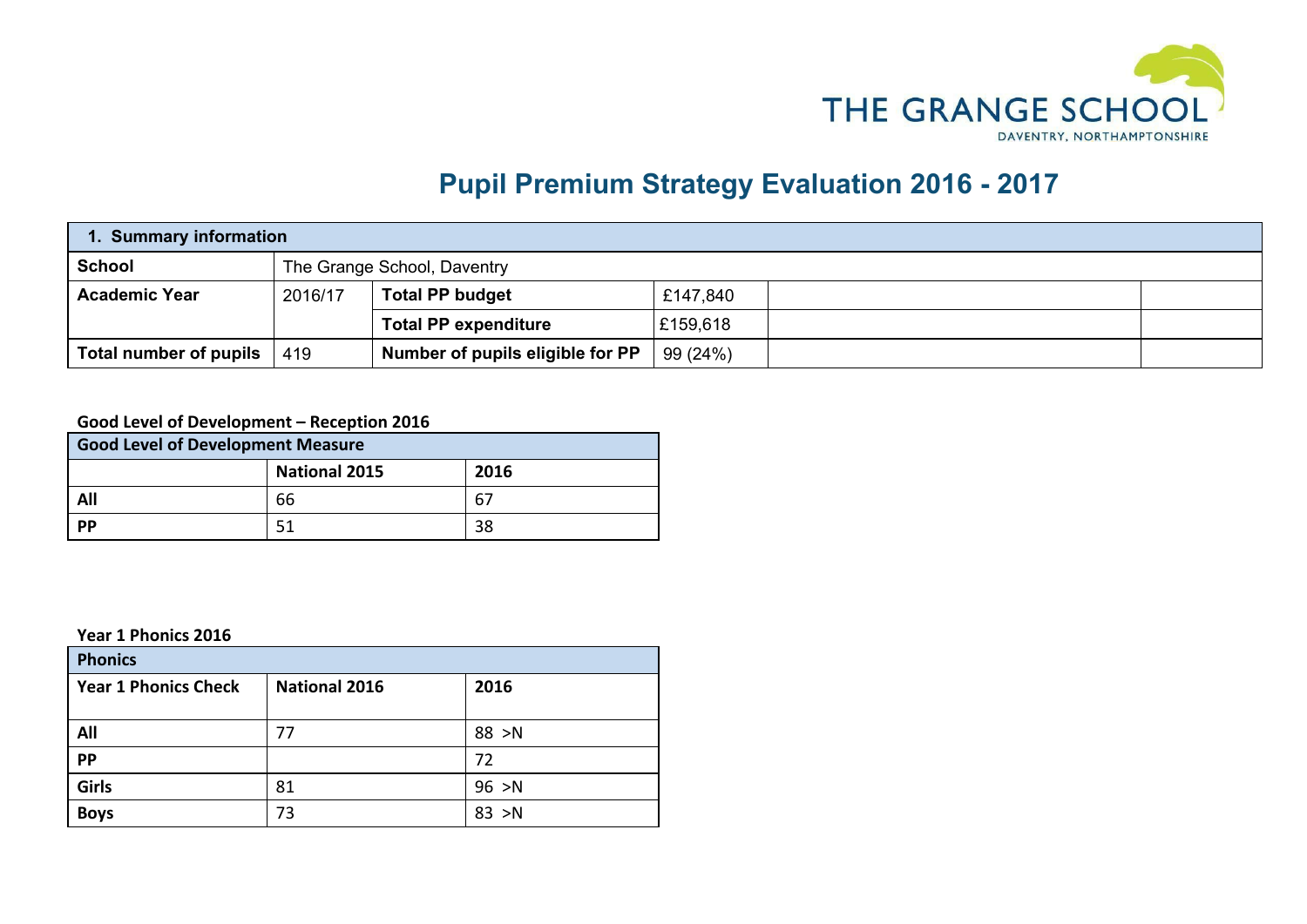THE GRANGE SCHOOL
DAVENTRY, NORTHAMPTONSHIRE

# Pupil Premium Strategy Evaluation 2016 - 2017

| 1. Summary information | | | | | |
|---|---|---|---|---|---|
| **School** | The Grange School, Daventry | | | | |
| **Academic Year** | 2016/17 | **Total PP budget** | £147,840 | | |
| | | **Total PP expenditure** | £159,618 | | |
| **Total number of pupils** | 419 | **Number of pupils eligible for PP** | 99 (24%) | | |

**Good Level of Development – Reception 2016**

| Good Level of Development Measure | | |
|---|---|---|
| | **National 2015** | **2016** |
| **All** | 66 | 67 |
| **PP** | 51 | 38 |

**Year 1 Phonics 2016**

| Phonics | | |
|---|---|---|
| **Year 1 Phonics Check** | **National 2016** | **2016** |
| **All** | 77 | 88 >N |
| **PP** | | 72 |
| **Girls** | 81 | 96 >N |
| **Boys** | 73 | 83 >N |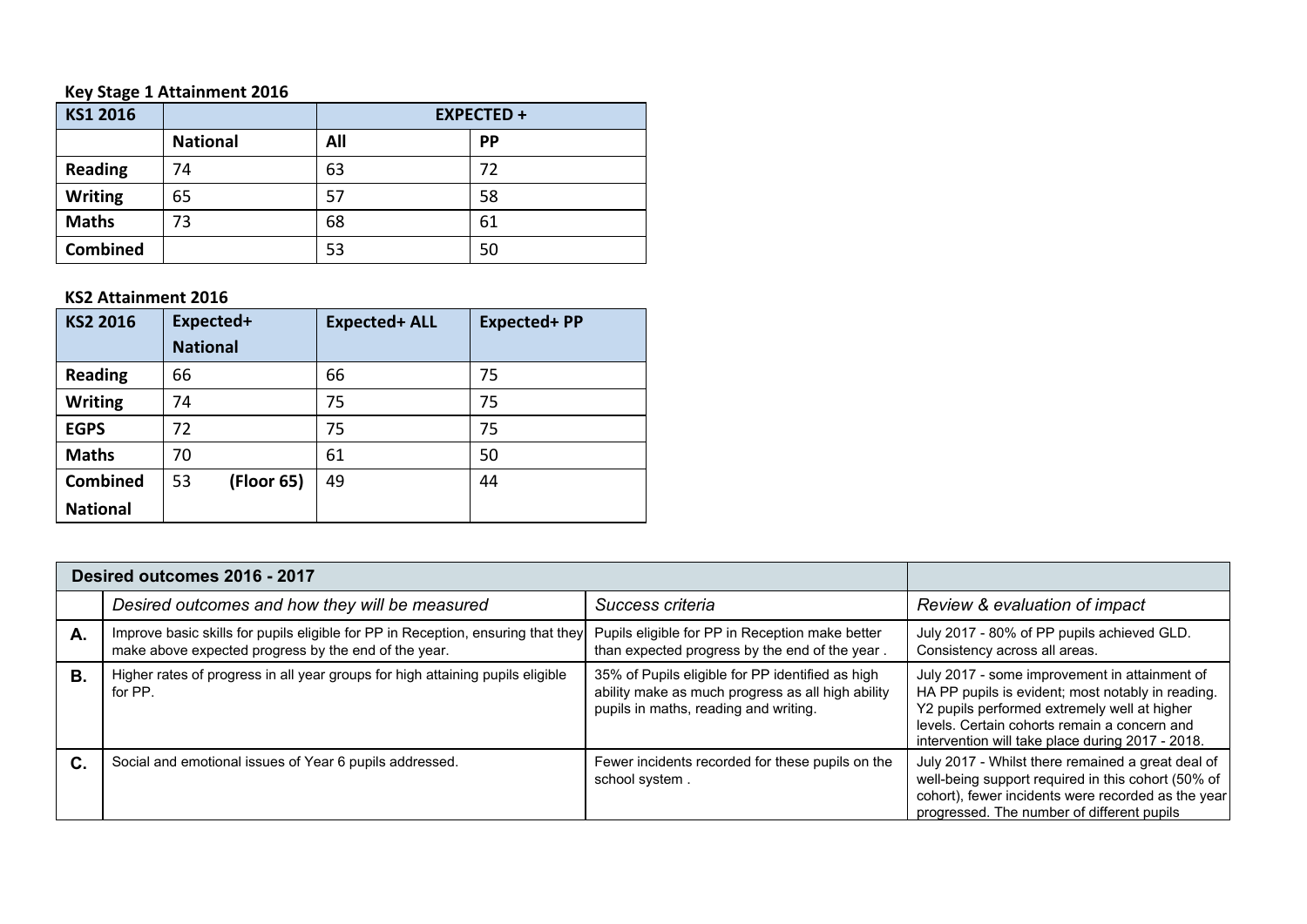**Key Stage 1 Attainment 2016**

| KS1 2016 | | EXPECTED + | |
|---|---|---|---|
| | **National** | **All** | **PP** |
| **Reading** | 74 | 63 | 72 |
| **Writing** | 65 | 57 | 58 |
| **Maths** | 73 | 68 | 61 |
| **Combined** | | 53 | 50 |

**KS2 Attainment 2016**

| KS2 2016 | Expected+ National | Expected+ ALL | Expected+ PP |
|---|---|---|---|
| **Reading** | 66 | 66 | 75 |
| **Writing** | 74 | 75 | 75 |
| **EGPS** | 72 | 75 | 75 |
| **Maths** | 70 | 61 | 50 |
| **Combined National** | 53 **(Floor 65)** | 49 | 44 |

| Desired outcomes 2016 - 2017 | | | |
|---|---|---|---|
| | *Desired outcomes and how they will be measured* | *Success criteria* | *Review & evaluation of impact* |
| **A.** | Improve basic skills for pupils eligible for PP in Reception, ensuring that they make above expected progress by the end of the year. | Pupils eligible for PP in Reception make better than expected progress by the end of the year . | July 2017 - 80% of PP pupils achieved GLD. Consistency across all areas. |
| **B.** | Higher rates of progress in all year groups for high attaining pupils eligible for PP. | 35% of Pupils eligible for PP identified as high ability make as much progress as all high ability pupils in maths, reading and writing. | July 2017 - some improvement in attainment of HA PP pupils is evident; most notably in reading. Y2 pupils performed extremely well at higher levels. Certain cohorts remain a concern and intervention will take place during 2017 - 2018. |
| **C.** | Social and emotional issues of Year 6 pupils addressed. | Fewer incidents recorded for these pupils on the school system . | July 2017 - Whilst there remained a great deal of well-being support required in this cohort (50% of cohort), fewer incidents were recorded as the year progressed. The number of different pupils |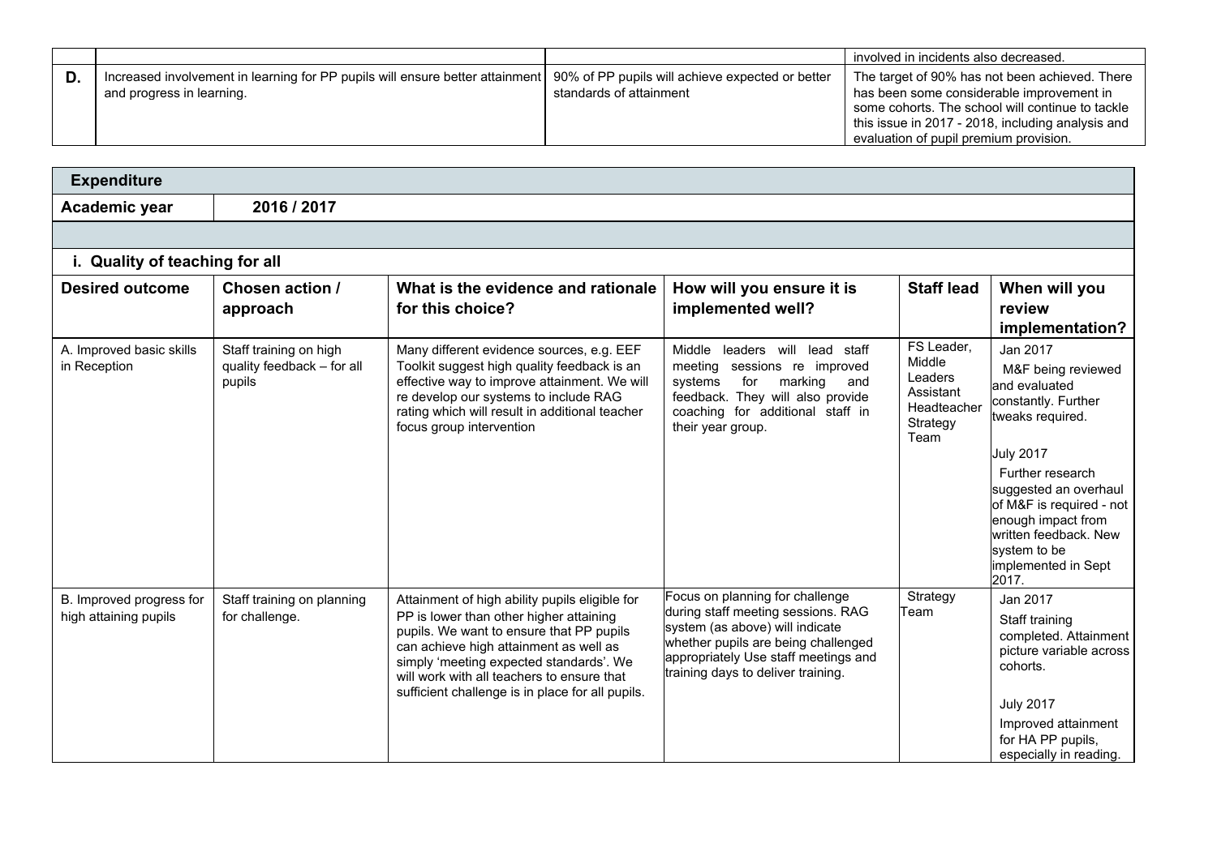| | | | |
|---|---|---|---|
| | | | involved in incidents also decreased. |
| **D.** | Increased involvement in learning for PP pupils will ensure better attainment and progress in learning. | 90% of PP pupils will achieve expected or better standards of attainment | The target of 90% has not been achieved. There has been some considerable improvement in some cohorts. The school will continue to tackle this issue in 2017 - 2018, including analysis and evaluation of pupil premium provision. |

| **Expenditure** | | | | | |
|---|---|---|---|---|---|
| **Academic year** | **2016 / 2017** | | | | |
| | | | | | |
| **i. Quality of teaching for all** | | | | | |
| **Desired outcome** | **Chosen action / approach** | **What is the evidence and rationale for this choice?** | **How will you ensure it is implemented well?** | **Staff lead** | **When will you review implementation?** |
| A. Improved basic skills in Reception | Staff training on high quality feedback – for all pupils | Many different evidence sources, e.g. EEF Toolkit suggest high quality feedback is an effective way to improve attainment. We will re develop our systems to include RAG rating which will result in additional teacher focus group intervention | Middle leaders will lead staff meeting sessions re improved systems for marking and feedback. They will also provide coaching for additional staff in their year group. | FS Leader, Middle Leaders Assistant Headteacher Strategy Team | Jan 2017<br>M&F being reviewed and evaluated constantly. Further tweaks required.<br><br>July 2017<br>Further research suggested an overhaul of M&F is required - not enough impact from written feedback. New system to be implemented in Sept 2017. |
| B. Improved progress for high attaining pupils | Staff training on planning for challenge. | Attainment of high ability pupils eligible for PP is lower than other higher attaining pupils. We want to ensure that PP pupils can achieve high attainment as well as simply 'meeting expected standards'. We will work with all teachers to ensure that sufficient challenge is in place for all pupils. | Focus on planning for challenge during staff meeting sessions. RAG system (as above) will indicate whether pupils are being challenged appropriately Use staff meetings and training days to deliver training. | Strategy Team | Jan 2017<br>Staff training completed. Attainment picture variable across cohorts.<br><br>July 2017<br>Improved attainment for HA PP pupils, especially in reading. |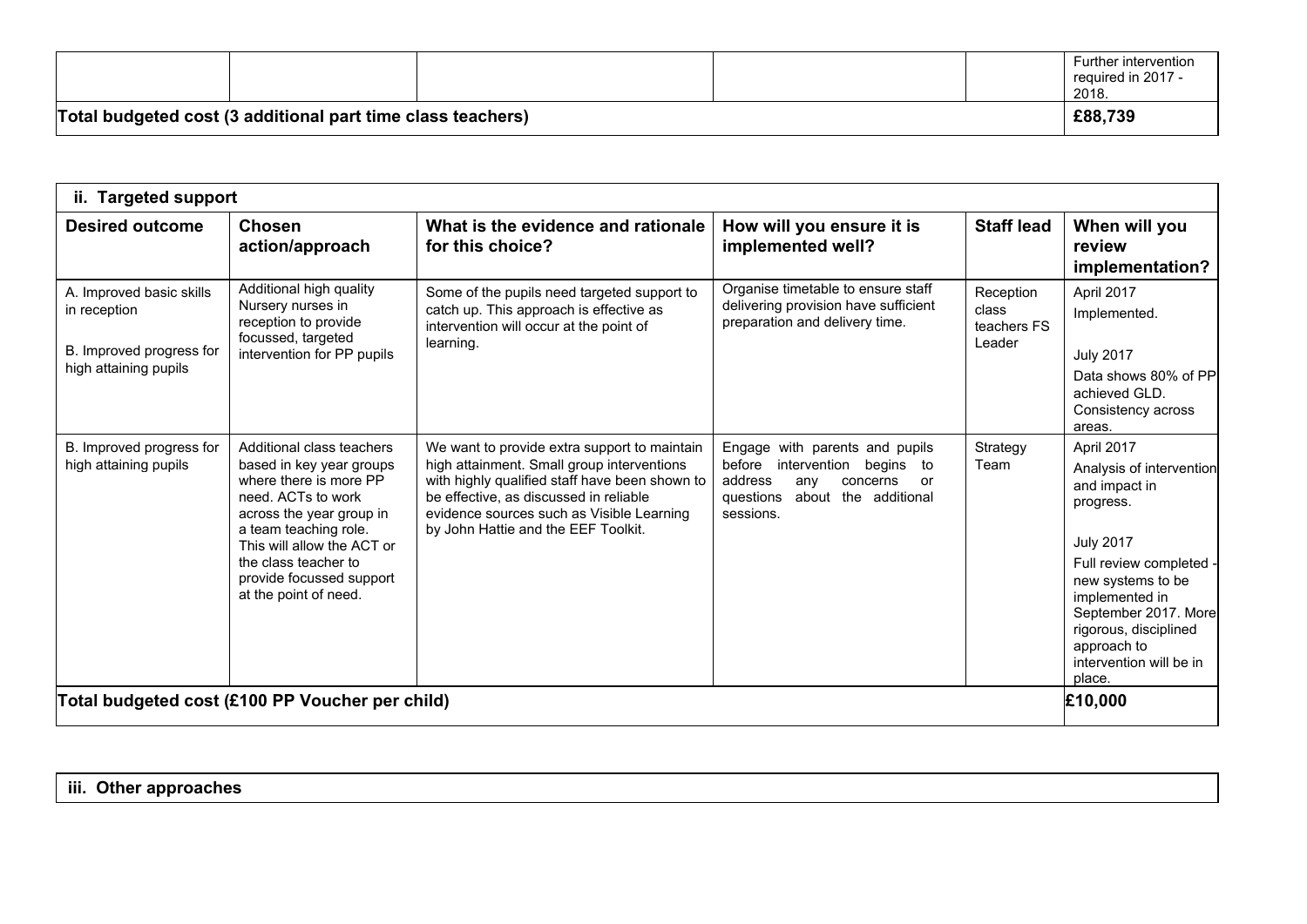| | | | | | Further intervention required in 2017 - 2018. |
|---|---|---|---|---|---|
| **Total budgeted cost (3 additional part time class teachers)** | | | | | **£88,739** |

| **ii. Targeted support** | | | | | |
|---|---|---|---|---|---|
| **Desired outcome** | **Chosen action/approach** | **What is the evidence and rationale for this choice?** | **How will you ensure it is implemented well?** | **Staff lead** | **When will you review implementation?** |
| A. Improved basic skills in reception<br><br>B. Improved progress for high attaining pupils | Additional high quality Nursery nurses in reception to provide focussed, targeted intervention for PP pupils | Some of the pupils need targeted support to catch up. This approach is effective as intervention will occur at the point of learning. | Organise timetable to ensure staff delivering provision have sufficient preparation and delivery time. | Reception class teachers FS Leader | April 2017<br>Implemented.<br><br>July 2017<br>Data shows 80% of PP achieved GLD. Consistency across areas. |
| B. Improved progress for high attaining pupils | Additional class teachers based in key year groups where there is more PP need. ACTs to work across the year group in a team teaching role. This will allow the ACT or the class teacher to provide focussed support at the point of need. | We want to provide extra support to maintain high attainment. Small group interventions with highly qualified staff have been shown to be effective, as discussed in reliable evidence sources such as Visible Learning by John Hattie and the EEF Toolkit. | Engage with parents and pupils before intervention begins to address any concerns or questions about the additional sessions. | Strategy Team | April 2017<br>Analysis of intervention and impact in progress.<br><br>July 2017<br>Full review completed - new systems to be implemented in September 2017. More rigorous, disciplined approach to intervention will be in place. |
| **Total budgeted cost (£100 PP Voucher per child)** | | | | | **£10,000** |

| **iii. Other approaches** |
|---|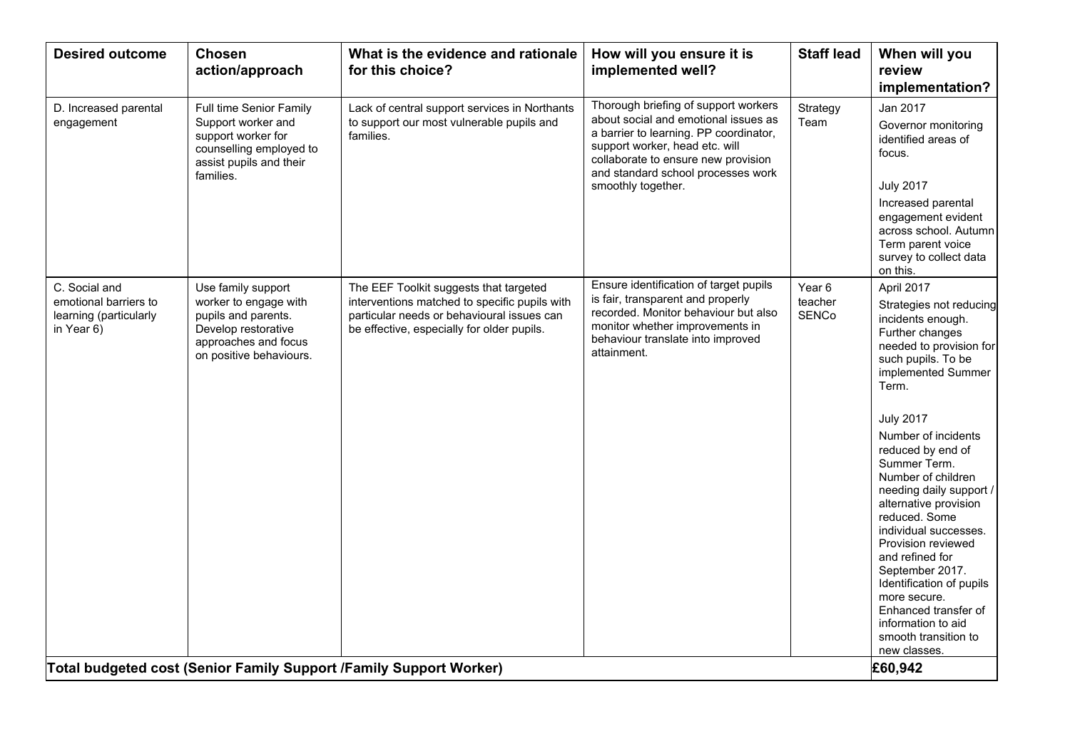| Desired outcome | Chosen action/approach | What is the evidence and rationale for this choice? | How will you ensure it is implemented well? | Staff lead | When will you review implementation? |
|---|---|---|---|---|---|
| D. Increased parental engagement | Full time Senior Family Support worker and support worker for counselling employed to assist pupils and their families. | Lack of central support services in Northants to support our most vulnerable pupils and families. | Thorough briefing of support workers about social and emotional issues as a barrier to learning. PP coordinator, support worker, head etc. will collaborate to ensure new provision and standard school processes work smoothly together. | Strategy Team | Jan 2017<br>Governor monitoring identified areas of focus.<br><br>July 2017<br>Increased parental engagement evident across school. Autumn Term parent voice survey to collect data on this. |
| C. Social and emotional barriers to learning (particularly in Year 6) | Use family support worker to engage with pupils and parents. Develop restorative approaches and focus on positive behaviours. | The EEF Toolkit suggests that targeted interventions matched to specific pupils with particular needs or behavioural issues can be effective, especially for older pupils. | Ensure identification of target pupils is fair, transparent and properly recorded. Monitor behaviour but also monitor whether improvements in behaviour translate into improved attainment. | Year 6 teacher SENCo | April 2017<br>Strategies not reducing incidents enough. Further changes needed to provision for such pupils. To be implemented Summer Term.<br><br>July 2017<br>Number of incidents reduced by end of Summer Term. Number of children needing daily support / alternative provision reduced. Some individual successes. Provision reviewed and refined for September 2017. Identification of pupils more secure. Enhanced transfer of information to aid smooth transition to new classes. |
| **Total budgeted cost (Senior Family Support /Family Support Worker)** | | | | | **£60,942** |